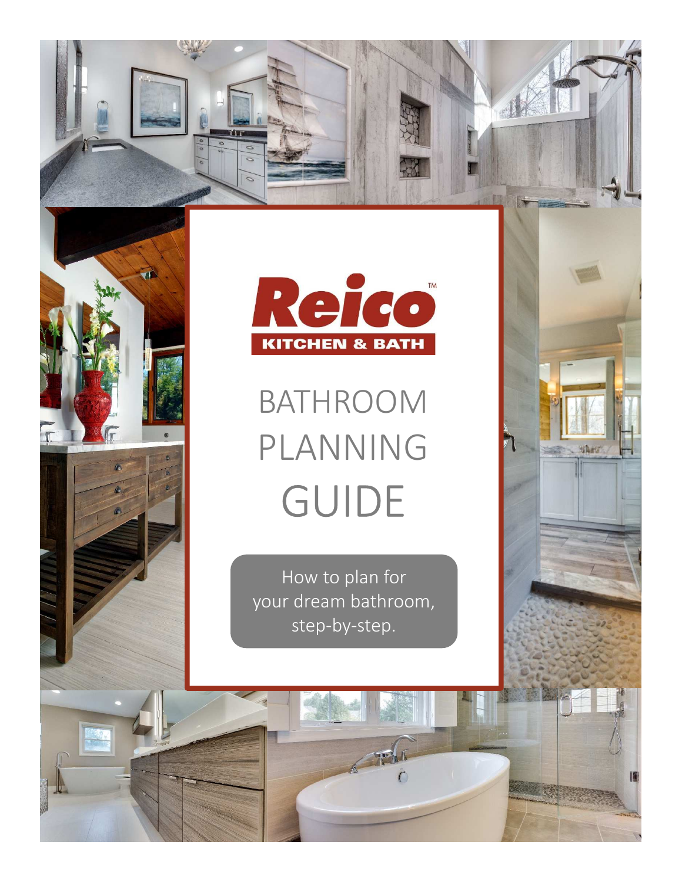Reico™

KITCHEN & BATH

# BATHROOM PLANNING GUIDE

How to plan for your dream bathroom, step-by-step.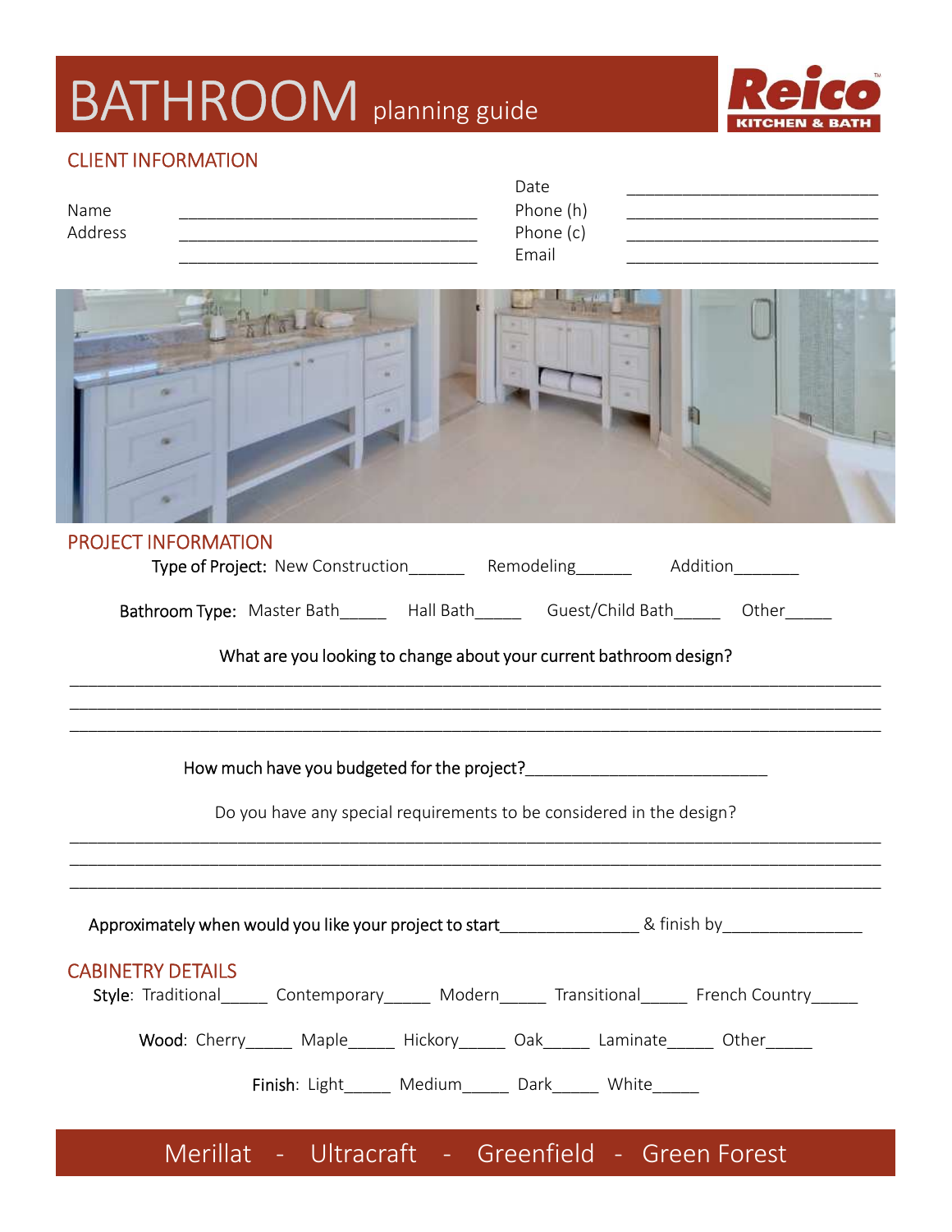# BATHROOM planning guide

Reico KITCHEN & BATH

## CLIENT INFORMATION

Name ___________________________________

Address ___________________________________

___________________________________

Date ____________________________

Phone (h) ____________________________

Phone (c) ____________________________

Email ____________________________

## PROJECT INFORMATION

**Type of Project:** New Construction______ Remodeling______ Addition_______

**Bathroom Type:** Master Bath_____ Hall Bath_____ Guest/Child Bath_____ Other_____

What are you looking to change about your current bathroom design?

______________________________________________________________________________

______________________________________________________________________________

______________________________________________________________________________

How much have you budgeted for the project?___________________________

Do you have any special requirements to be considered in the design?

______________________________________________________________________________

______________________________________________________________________________

______________________________________________________________________________

Approximately when would you like your project to start_______________ & finish by_______________

## CABINETRY DETAILS

**Style:** Traditional_____ Contemporary_____ Modern_____ Transitional_____ French Country_____

**Wood:** Cherry_____ Maple_____ Hickory_____ Oak_____ Laminate_____ Other_____

**Finish:** Light_____ Medium_____ Dark_____ White_____

Merillat - Ultracraft - Greenfield - Green Forest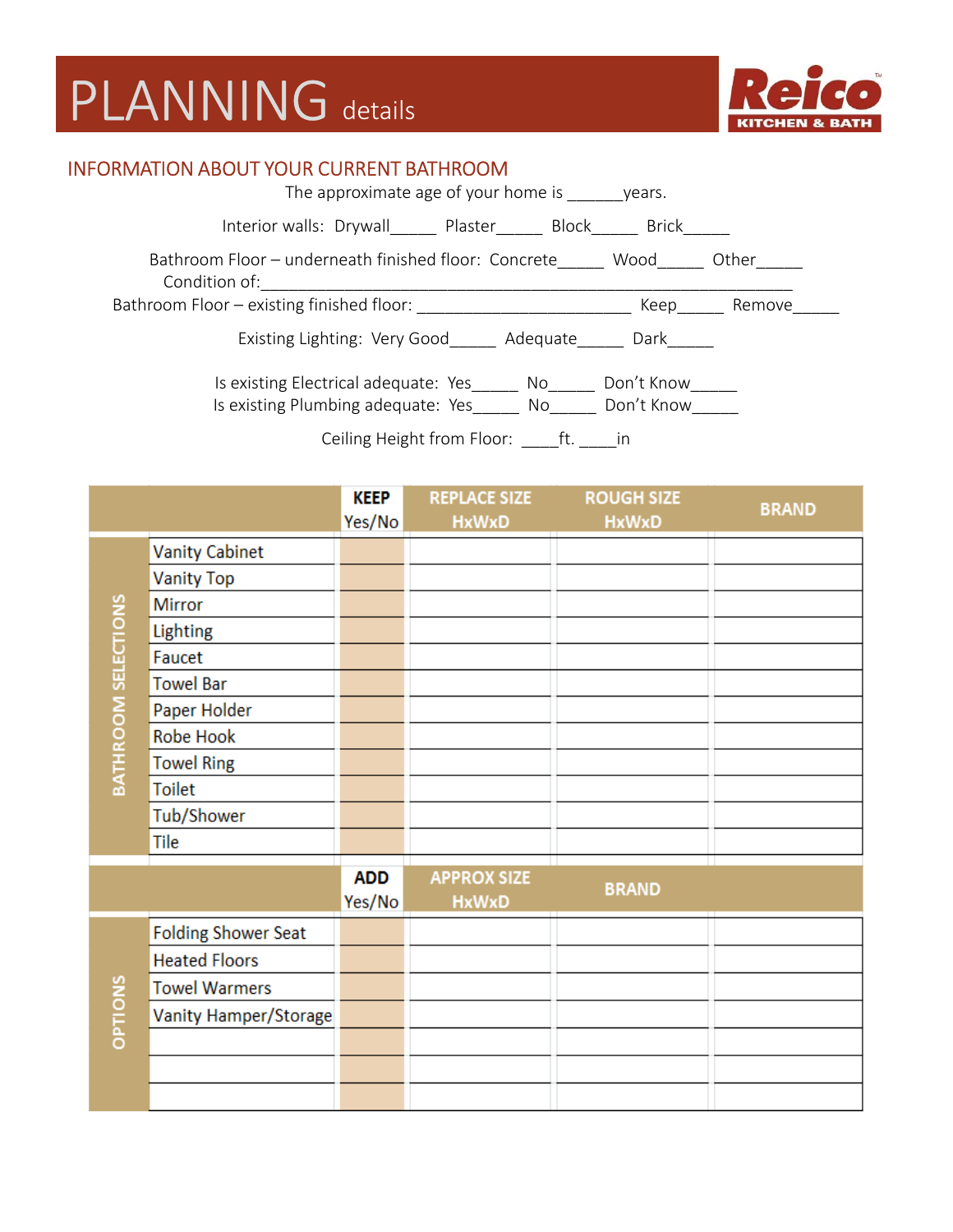# PLANNING details

**Reico KITCHEN & BATH**

## INFORMATION ABOUT YOUR CURRENT BATHROOM

The approximate age of your home is ______years.

Interior walls: Drywall_____ Plaster_____ Block_____ Brick_____

Bathroom Floor – underneath finished floor: Concrete_____ Wood_____ Other_____
Condition of:_______________________________________________________________

Bathroom Floor – existing finished floor: _______________________ Keep_____ Remove_____

Existing Lighting: Very Good_____ Adequate_____ Dark_____

Is existing Electrical adequate: Yes_____ No_____ Don't Know_____
Is existing Plumbing adequate: Yes_____ No_____ Don't Know_____

Ceiling Height from Floor: ____ft. ____in

| | | KEEP Yes/No | REPLACE SIZE HxWxD | ROUGH SIZE HxWxD | BRAND |
|---|---|---|---|---|---|
| BATHROOM SELECTIONS | Vanity Cabinet | | | | |
| | Vanity Top | | | | |
| | Mirror | | | | |
| | Lighting | | | | |
| | Faucet | | | | |
| | Towel Bar | | | | |
| | Paper Holder | | | | |
| | Robe Hook | | | | |
| | Towel Ring | | | | |
| | Toilet | | | | |
| | Tub/Shower | | | | |
| | Tile | | | | |

| | | ADD Yes/No | APPROX SIZE HxWxD | BRAND | |
|---|---|---|---|---|---|
| OPTIONS | Folding Shower Seat | | | | |
| | Heated Floors | | | | |
| | Towel Warmers | | | | |
| | Vanity Hamper/Storage | | | | |
| | | | | | |
| | | | | | |
| | | | | | |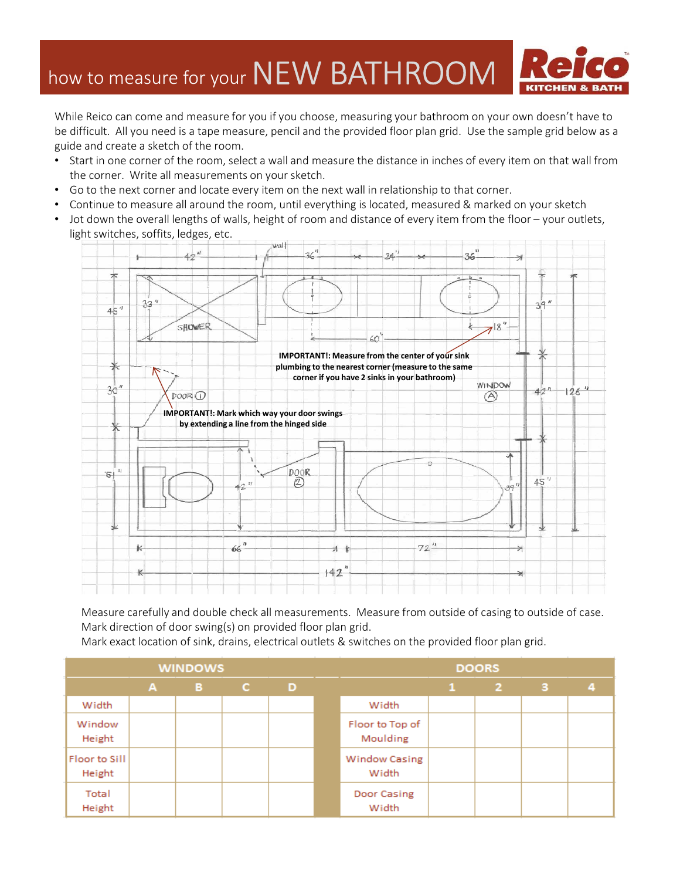# how to measure for your NEW BATHROOM

While Reico can come and measure for you if you choose, measuring your bathroom on your own doesn't have to be difficult. All you need is a tape measure, pencil and the provided floor plan grid. Use the sample grid below as a guide and create a sketch of the room.

- Start in one corner of the room, select a wall and measure the distance in inches of every item on that wall from the corner. Write all measurements on your sketch.
- Go to the next corner and locate every item on the next wall in relationship to that corner.
- Continue to measure all around the room, until everything is located, measured & marked on your sketch
- Jot down the overall lengths of walls, height of room and distance of every item from the floor – your outlets, light switches, soffits, ledges, etc.

**IMPORTANT!: Measure from the center of your sink plumbing to the nearest corner (measure to the same corner if you have 2 sinks in your bathroom)**

**IMPORTANT!: Mark which way your door swings by extending a line from the hinged side**

Measure carefully and double check all measurements. Measure from outside of casing to outside of case.
Mark direction of door swing(s) on provided floor plan grid.
Mark exact location of sink, drains, electrical outlets & switches on the provided floor plan grid.

| WINDOWS | | | | | | DOORS | | | | |
|---|---|---|---|---|---|---|---|---|---|---|
| | A | B | C | D | | | 1 | 2 | 3 | 4 |
| Width | | | | | | Width | | | | |
| Window Height | | | | | | Floor to Top of Moulding | | | | |
| Floor to Sill Height | | | | | | Window Casing Width | | | | |
| Total Height | | | | | | Door Casing Width | | | | |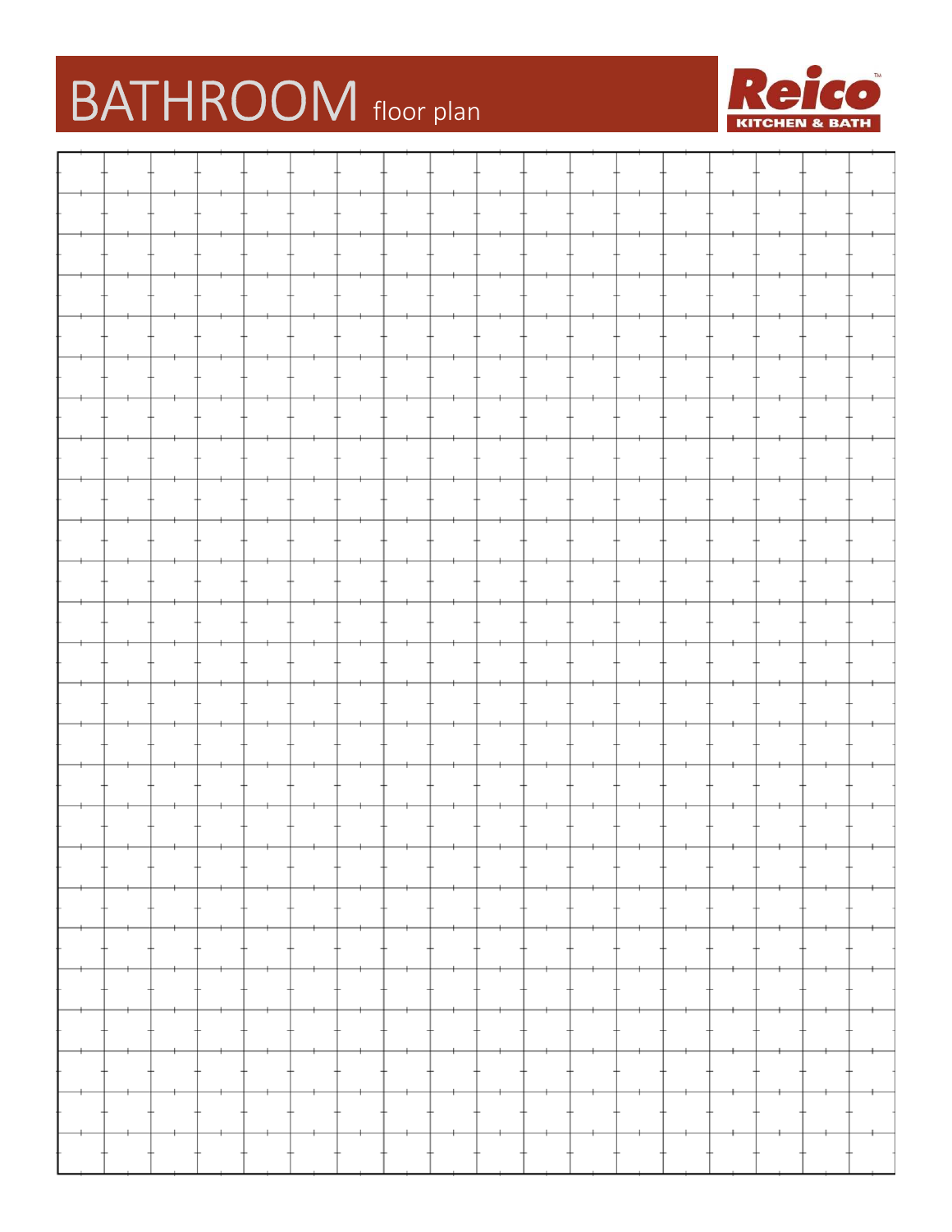# BATHROOM floor plan

Reico KITCHEN & BATH